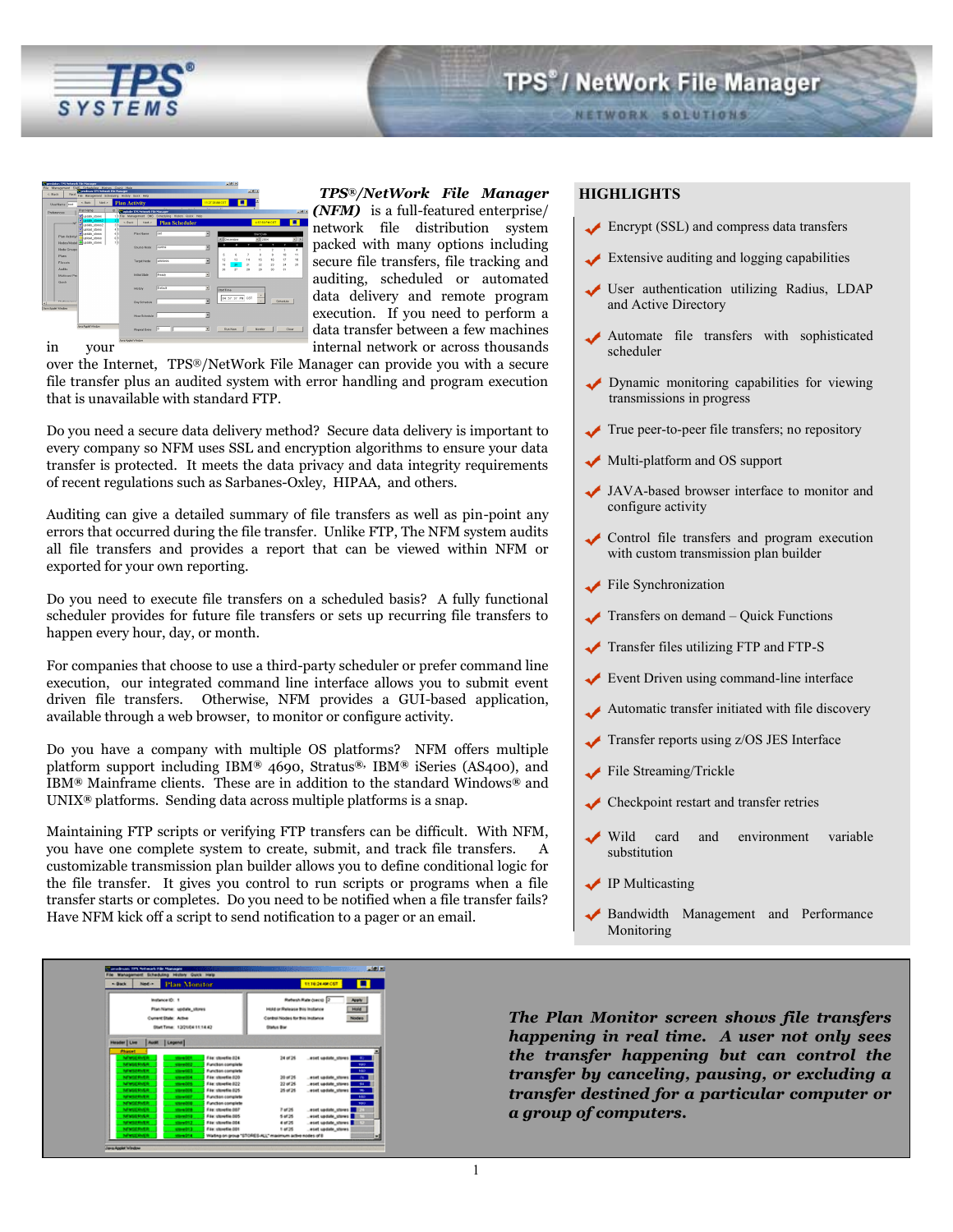# TPS® / NetWork File Manager

NETWORK SOLUTIONS

***TPS®/NetWork File Manager (NFM)*** is a full-featured enterprise/ network file distribution system packed with many options including secure file transfers, file tracking and auditing, scheduled or automated data delivery and remote program execution. If you need to perform a data transfer between a few machines in your internal network or across thousands over the Internet, TPS®/NetWork File Manager can provide you with a secure file transfer plus an audited system with error handling and program execution that is unavailable with standard FTP.

Do you need a secure data delivery method? Secure data delivery is important to every company so NFM uses SSL and encryption algorithms to ensure your data transfer is protected. It meets the data privacy and data integrity requirements of recent regulations such as Sarbanes-Oxley, HIPAA, and others.

Auditing can give a detailed summary of file transfers as well as pin-point any errors that occurred during the file transfer. Unlike FTP, The NFM system audits all file transfers and provides a report that can be viewed within NFM or exported for your own reporting.

Do you need to execute file transfers on a scheduled basis? A fully functional scheduler provides for future file transfers or sets up recurring file transfers to happen every hour, day, or month.

For companies that choose to use a third-party scheduler or prefer command line execution, our integrated command line interface allows you to submit event driven file transfers. Otherwise, NFM provides a GUI-based application, available through a web browser, to monitor or configure activity.

Do you have a company with multiple OS platforms? NFM offers multiple platform support including IBM® 4690, Stratus®, IBM® iSeries (AS400), and IBM® Mainframe clients. These are in addition to the standard Windows® and UNIX® platforms. Sending data across multiple platforms is a snap.

Maintaining FTP scripts or verifying FTP transfers can be difficult. With NFM, you have one complete system to create, submit, and track file transfers. A customizable transmission plan builder allows you to define conditional logic for the file transfer. It gives you control to run scripts or programs when a file transfer starts or completes. Do you need to be notified when a file transfer fails? Have NFM kick off a script to send notification to a pager or an email.

## HIGHLIGHTS

- Encrypt (SSL) and compress data transfers
- Extensive auditing and logging capabilities
- User authentication utilizing Radius, LDAP and Active Directory
- Automate file transfers with sophisticated scheduler
- Dynamic monitoring capabilities for viewing transmissions in progress
- True peer-to-peer file transfers; no repository
- Multi-platform and OS support
- JAVA-based browser interface to monitor and configure activity
- Control file transfers and program execution with custom transmission plan builder
- File Synchronization
- Transfers on demand – Quick Functions
- Transfer files utilizing FTP and FTP-S
- Event Driven using command-line interface
- Automatic transfer initiated with file discovery
- Transfer reports using z/OS JES Interface
- File Streaming/Trickle
- Checkpoint restart and transfer retries
- Wild card and environment variable substitution
- IP Multicasting
- Bandwidth Management and Performance Monitoring

***The Plan Monitor screen shows file transfers happening in real time. A user not only sees the transfer happening but can control the transfer by canceling, pausing, or excluding a transfer destined for a particular computer or a group of computers.***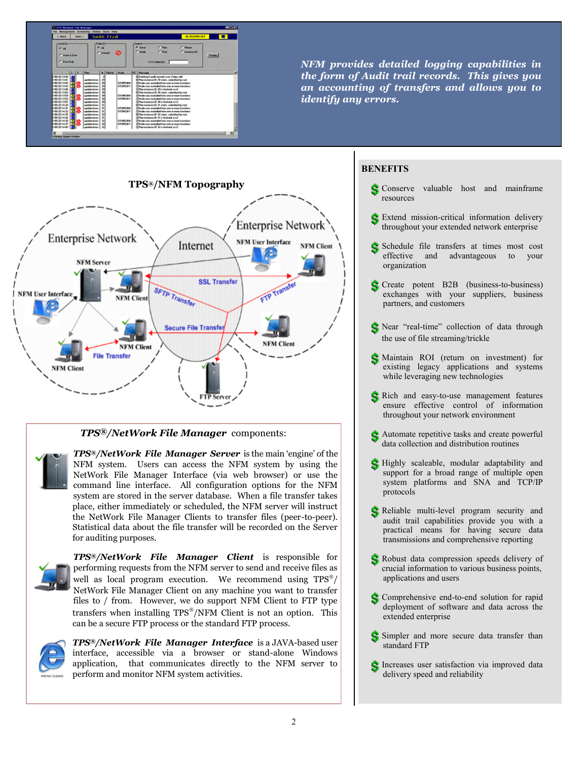*NFM provides detailed logging capabilities in the form of Audit trail records. This gives you an accounting of transfers and allows you to identify any errors.*

## TPS®/NFM Topography

Enterprise Network

Internet

Enterprise Network

NFM Server

NFM User Interface

NFM Client

NFM User Interface

NFM Client

SSL Transfer

SFTP Transfer

FTP Transfer

Secure File Transfer

NFM Client

NFM Client

File Transfer

NFM Client

FTP Server

### *TPS®/NetWork File Manager* components:

***TPS®/NetWork File Manager Server*** is the main 'engine' of the NFM system. Users can access the NFM system by using the NetWork File Manager Interface (via web browser) or use the command line interface. All configuration options for the NFM system are stored in the server database. When a file transfer takes place, either immediately or scheduled, the NFM server will instruct the NetWork File Manager Clients to transfer files (peer-to-peer). Statistical data about the file transfer will be recorded on the Server for auditing purposes.

***TPS®/NetWork File Manager Client*** is responsible for performing requests from the NFM server to send and receive files as well as local program execution. We recommend using TPS®/ NetWork File Manager Client on any machine you want to transfer files to / from. However, we do support NFM Client to FTP type transfers when installing TPS®/NFM Client is not an option. This can be a secure FTP process or the standard FTP process.

***TPS®/NetWork File Manager Interface*** is a JAVA-based user interface, accessible via a browser or stand-alone Windows application, that communicates directly to the NFM server to perform and monitor NFM system activities.

## BENEFITS

- Conserve valuable host and mainframe resources
- Extend mission-critical information delivery throughout your extended network enterprise
- Schedule file transfers at times most cost effective and advantageous to your organization
- Create potent B2B (business-to-business) exchanges with your suppliers, business partners, and customers
- Near "real-time" collection of data through the use of file streaming/trickle
- Maintain ROI (return on investment) for existing legacy applications and systems while leveraging new technologies
- Rich and easy-to-use management features ensure effective control of information throughout your network environment
- Automate repetitive tasks and create powerful data collection and distribution routines
- Highly scaleable, modular adaptability and support for a broad range of multiple open system platforms and SNA and TCP/IP protocols
- Reliable multi-level program security and audit trail capabilities provide you with a practical means for having secure data transmissions and comprehensive reporting
- Robust data compression speeds delivery of crucial information to various business points, applications and users
- Comprehensive end-to-end solution for rapid deployment of software and data across the extended enterprise
- Simpler and more secure data transfer than standard FTP
- Increases user satisfaction via improved data delivery speed and reliability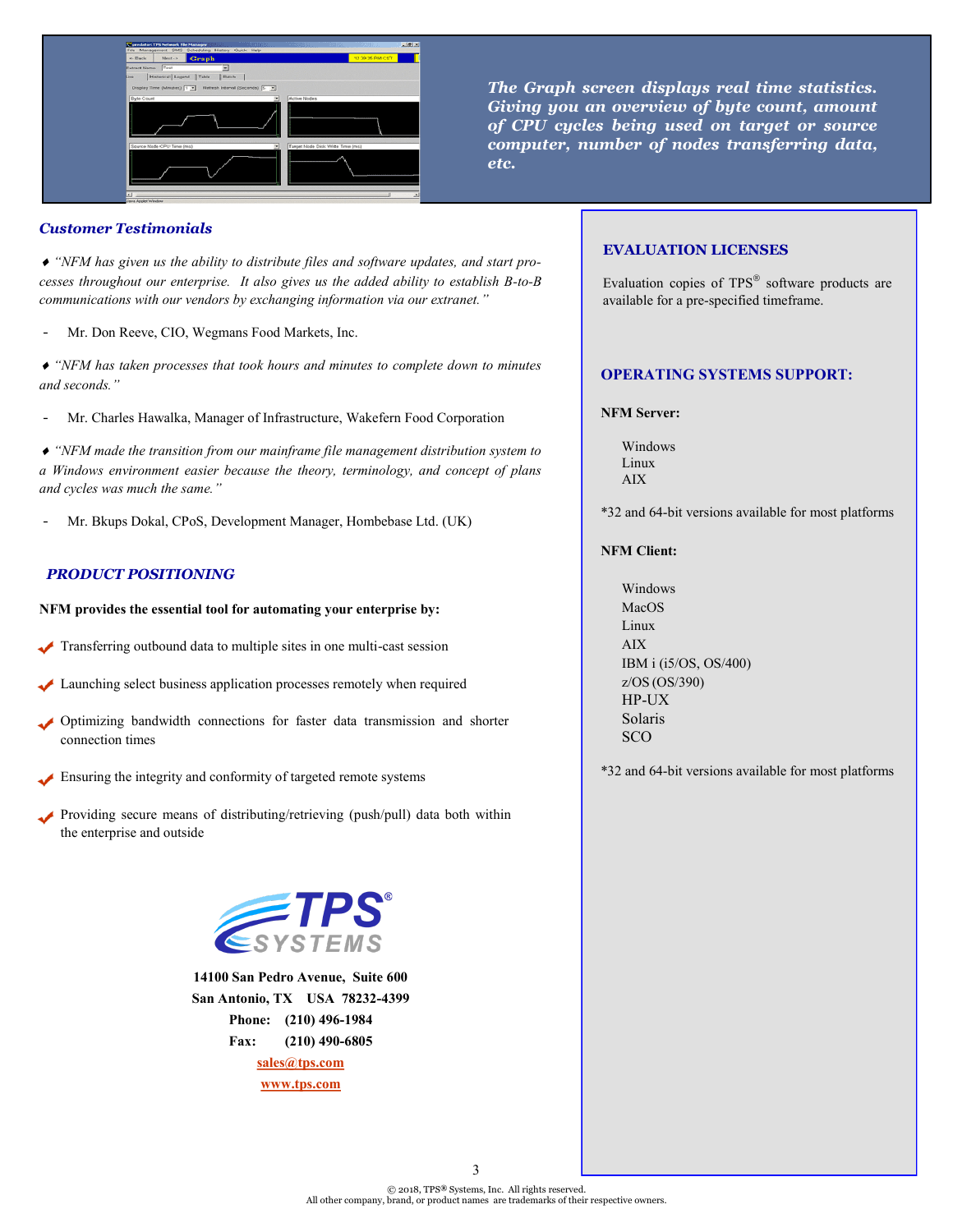*The Graph screen displays real time statistics. Giving you an overview of byte count, amount of CPU cycles being used on target or source computer, number of nodes transferring data, etc.*

## *Customer Testimonials*

♦ *"NFM has given us the ability to distribute files and software updates, and start processes throughout our enterprise. It also gives us the added ability to establish B-to-B communications with our vendors by exchanging information via our extranet."*

- Mr. Don Reeve, CIO, Wegmans Food Markets, Inc.

♦ *"NFM has taken processes that took hours and minutes to complete down to minutes and seconds."*

- Mr. Charles Hawalka, Manager of Infrastructure, Wakefern Food Corporation

♦ *"NFM made the transition from our mainframe file management distribution system to a Windows environment easier because the theory, terminology, and concept of plans and cycles was much the same."*

- Mr. Bkups Dokal, CPoS, Development Manager, Hombebase Ltd. (UK)

## *PRODUCT POSITIONING*

**NFM provides the essential tool for automating your enterprise by:**

- Transferring outbound data to multiple sites in one multi-cast session
- Launching select business application processes remotely when required
- Optimizing bandwidth connections for faster data transmission and shorter connection times
- Ensuring the integrity and conformity of targeted remote systems
- Providing secure means of distributing/retrieving (push/pull) data both within the enterprise and outside

**TPS® SYSTEMS**

**14100 San Pedro Avenue, Suite 600**
**San Antonio, TX USA 78232-4399**
**Phone: (210) 496-1984**
**Fax: (210) 490-6805**
**sales@tps.com**
**www.tps.com**

## EVALUATION LICENSES

Evaluation copies of TPS® software products are available for a pre-specified timeframe.

## OPERATING SYSTEMS SUPPORT:

**NFM Server:**

Windows
Linux
AIX

*32 and 64-bit versions available for most platforms

**NFM Client:**

Windows
MacOS
Linux
AIX
IBM i (i5/OS, OS/400)
z/OS (OS/390)
HP-UX
Solaris
SCO

*32 and 64-bit versions available for most platforms

© 2018, TPS® Systems, Inc. All rights reserved.
All other company, brand, or product names are trademarks of their respective owners.